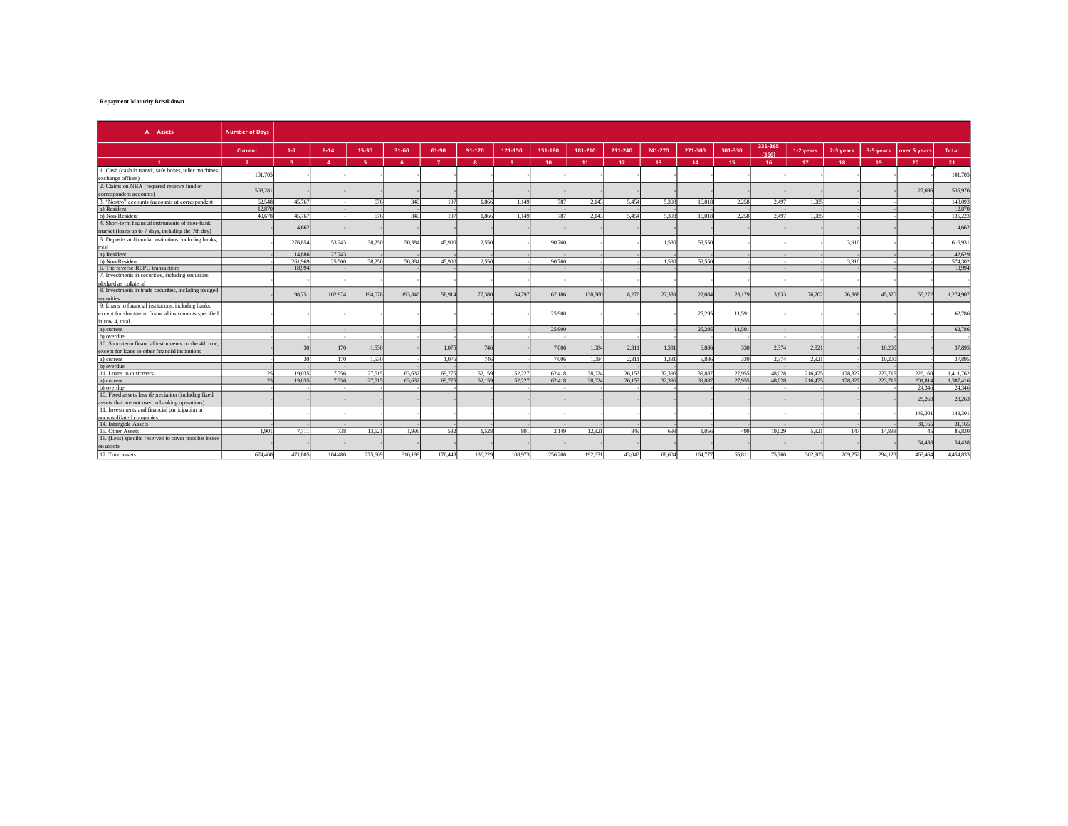**Repayment Maturity Breakdown**

| A. Assets | Number of Days | | | | | | | | | | | | | | | | | | | |
|---|---|---|---|---|---|---|---|---|---|---|---|---|---|---|---|---|---|---|---|---|
| | Current | 1-7 | 8-14 | 15-30 | 31-60 | 61-90 | 91-120 | 121-150 | 151-180 | 181-210 | 211-240 | 241-270 | 271-300 | 301-330 | 331-365 (366) | 1-2 years | 2-3 years | 3-5 years | over 5 years | Total |
| 1 | 2 | 3 | 4 | 5 | 6 | 7 | 8 | 9 | 10 | 11 | 12 | 13 | 14 | 15 | 16 | 17 | 18 | 19 | 20 | 21 |
| 1. Cash (cash in transit, safe boxes, teller machines, exchange offices) | 101,705 | - | - | - | - | - | - | - | - | - | - | - | - | - | - | - | - | - | - | 101,705 |
| 2. Claims on NBA (required reserve fund or correspondent accounts) | 508,281 | - | - | - | - | - | - | - | - | - | - | - | - | - | - | - | - | - | 27,696 | 535,976 |
| 3. "Nostro" accounts (accounts at correspondent | 62,548 | 45,767 | - | 676 | 340 | 197 | 1,866 | 1,149 | 787 | 2,143 | 5,454 | 5,308 | 16,018 | 2,258 | 2,497 | 1,085 | - | - | | 148,093 |
| a) Resident | 12,870 | | - | - | - | - | - | - | - | - | - | - | - | - | - | - | - | - | | 12,870 |
| b) Non-Resident | 49,678 | 45,767 | - | 676 | 340 | 197 | 1,866 | 1,149 | 787 | 2,143 | 5,454 | 5,308 | 16,018 | 2,258 | 2,497 | 1,085 | - | - | | 135,223 |
| 4. Short-term financial instruments of inter-bank market (loans up to 7 days, including the 7th day) | | 4,662 | - | - | - | - | - | - | - | - | - | - | - | - | - | - | - | - | | 4,662 |
| 5. Deposits at financial institutions, including banks, total | - | 276,854 | 53,243 | 38,250 | 50,384 | 45,900 | 2,550 | - | 90,760 | - | - | 1,530 | 53,550 | - | - | - | 3,910 | - | - | 616,931 |
| a) Resident | - | 14,886 | 27,743 | - | - | - | - | - | - | - | - | - | - | - | - | - | - | - | - | 42,629 |
| b) Non-Resident | - | 261,969 | 25,500 | 38,250 | 50,384 | 45,900 | 2,550 | - | 90,760 | - | - | 1,530 | 53,550 | - | - | - | 3,910 | - | - | 574,302 |
| 6. The reverse REPO transactions | - | 18,994 | - | - | - | - | - | - | - | - | - | - | - | - | - | - | - | - | - | 18,994 |
| 7. Investments in securities, including securities pledged as collateral | - | - | - | - | - | - | - | - | - | - | - | - | - | - | - | - | - | - | - | - |
| 8. Investments in trade securities, including pledged securities | - | 98,751 | 102,974 | 194,078 | 193,846 | 58,914 | 77,380 | 54,797 | 67,186 | 138,560 | 8,276 | 27,339 | 22,084 | 23,179 | 3,833 | 76,702 | 26,368 | 45,370 | 55,272 | 1,274,907 |
| 9. Loans to financial institutions, including banks, except for short-term financial instruments specified in row 4, total | - | - | - | - | - | - | - | - | 25,900 | - | - | - | 25,295 | 11,591 | - | - | - | - | - | 62,786 |
| a) current | - | - | - | - | - | - | - | - | 25,900 | - | - | - | 25,295 | 11,591 | - | - | - | - | - | 62,786 |
| b) overdue | - | - | - | - | - | - | - | - | - | - | - | - | - | - | - | - | - | - | - | - |
| 10. Short-term financial instruments on the 4th row, except for loans to other financial institutions | - | 30 | 170 | 1,530 | - | 1,075 | 746 | - | 7,006 | 1,084 | 2,311 | 1,331 | 6,886 | 330 | 2,374 | 2,821 | - | 10,200 | - | 37,895 |
| a) current | - | 30 | 170 | 1,530 | - | 1,075 | 746 | - | 7,006 | 1,084 | 2,311 | 1,331 | 6,886 | 330 | 2,374 | 2,821 | - | 10,200 | - | 37,895 |
| b) overdue | - | - | - | - | - | - | - | - | - | - | - | - | - | - | - | - | - | - | - | - |
| 11. Loans to customers | 25 | 19,035 | 7,356 | 27,515 | 63,632 | 69,775 | 52,159 | 52,227 | 62,418 | 38,024 | 26,153 | 32,396 | 39,887 | 27,955 | 48,028 | 216,475 | 178,827 | 223,715 | 226,160 | 1,411,762 |
| a) current | 25 | 19,035 | 7,356 | 27,515 | 63,632 | 69,775 | 52,159 | 52,227 | 62,418 | 38,024 | 26,153 | 32,396 | 39,887 | 27,955 | 48,028 | 216,475 | 178,827 | 223,715 | 201,814 | 1,387,416 |
| b) overdue | - | - | - | - | - | - | - | - | - | - | - | - | - | - | - | - | - | - | 24,346 | 24,346 |
| 10. Fixed assets less depreciation (including fixed assets that are not used in banking operations) | - | - | - | - | - | - | - | - | - | - | - | - | - | - | - | - | - | - | 28,263 | 28,263 |
| 11. Investments and financial participation in unconsolidated companies | - | - | - | - | - | - | - | - | - | - | - | - | - | - | - | - | - | - | 149,301 | 149,301 |
| 14. Intangible Assets | - | - | - | - | - | - | - | - | - | - | - | - | - | - | - | - | - | - | 31,165 | 31,165 |
| 15. Other Assets | 1,901 | 7,711 | 738 | 13,621 | 1,996 | 582 | 1,528 | 801 | 2,149 | 12,821 | 849 | 699 | 1,056 | 499 | 19,029 | 5,821 | 147 | 14,838 | 45 | 86,830 |
| 16. (Less) specific reserves to cover possible losses on assets | - | - | - | - | - | - | - | - | - | - | - | - | - | - | - | - | - | - | 54,438 | 54,438 |
| 17. Total assets | 674,460 | 471,805 | 164,480 | 275,669 | 310,198 | 176,443 | 136,229 | 108,973 | 256,206 | 192,631 | 43,043 | 68,604 | 164,777 | 65,811 | 75,760 | 302,905 | 209,252 | 294,123 | 463,464 | 4,454,833 |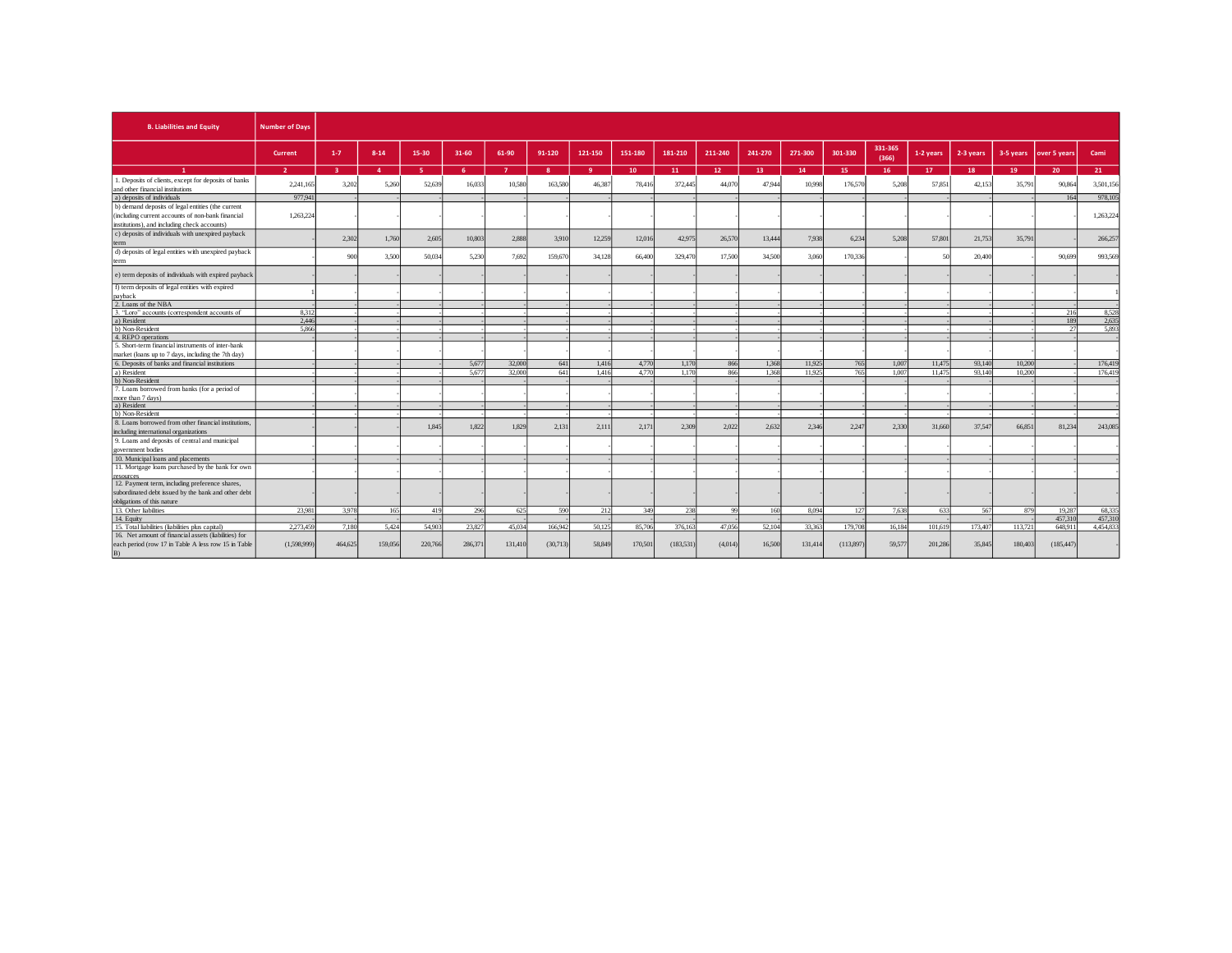| B. Liabilities and Equity | Number of Days | | | | | | | | | | | | | | | | | | | |
|---|---|---|---|---|---|---|---|---|---|---|---|---|---|---|---|---|---|---|---|---|
| | Current | 1-7 | 8-14 | 15-30 | 31-60 | 61-90 | 91-120 | 121-150 | 151-180 | 181-210 | 211-240 | 241-270 | 271-300 | 301-330 | 331-365 (366) | 1-2 years | 2-3 years | 3-5 years | over 5 years | Cami |
| 1 | 2 | 3 | 4 | 5 | 6 | 7 | 8 | 9 | 10 | 11 | 12 | 13 | 14 | 15 | 16 | 17 | 18 | 19 | 20 | 21 |
| 1. Deposits of clients, except for deposits of banks and other financial institutions | 2,241,165 | 3,202 | 5,260 | 52,639 | 16,033 | 10,580 | 163,580 | 46,387 | 78,416 | 372,445 | 44,070 | 47,944 | 10,998 | 176,570 | 5,208 | 57,851 | 42,153 | 35,791 | 90,864 | 3,501,156 |
| a) deposits of individuals | 977,941 | - | - | - | - | - | - | - | - | - | - | - | - | - | - | - | - | - | 164 | 978,105 |
| b) demand deposits of legal entities (the current (including current accounts of non-bank financial institutions), and including check accounts) | 1,263,224 | - | - | - | - | - | - | - | - | - | - | - | - | - | - | - | - | - | - | 1,263,224 |
| c) deposits of individuals with unexpired payback term | - | 2,302 | 1,760 | 2,605 | 10,803 | 2,888 | 3,910 | 12,259 | 12,016 | 42,975 | 26,570 | 13,444 | 7,938 | 6,234 | 5,208 | 57,801 | 21,753 | 35,791 | - | 266,257 |
| d) deposits of legal entities with unexpired payback term | - | 900 | 3,500 | 50,034 | 5,230 | 7,692 | 159,670 | 34,128 | 66,400 | 329,470 | 17,500 | 34,500 | 3,060 | 170,336 | - | 50 | 20,400 | - | 90,699 | 993,569 |
| e) term deposits of individuals with expired payback | | | | | | | | | | | | | | | | | | | | |
| f) term deposits of legal entities with expired payback | 1 | - | - | - | - | - | - | - | - | - | - | - | - | - | - | - | - | - | - | 1 |
| 2. Loans of the NBA | - | - | - | - | - | - | - | - | - | - | - | - | - | - | - | - | - | - | - | - |
| 3. "Loro" accounts (correspondent accounts of | 8,312 | - | - | - | - | - | - | - | - | - | - | - | - | - | - | - | - | - | 216 | 8,528 |
| a) Resident | 2,446 | - | - | - | - | - | - | - | - | - | - | - | - | - | - | - | - | - | 189 | 2,635 |
| b) Non-Resident | 5,866 | - | - | - | - | - | - | - | - | - | - | - | - | - | - | - | - | - | 27 | 5,893 |
| 4. REPO operations | - | - | - | - | - | - | - | - | - | - | - | - | - | - | - | - | - | - | - | - |
| 5. Short-term financial instruments of inter-bank market (loans up to 7 days, including the 7th day) | - | - | - | - | - | - | - | - | - | - | - | - | - | - | - | - | - | - | - | - |
| 6. Deposits of banks and financial institutions | - | - | - | - | 5,677 | 32,000 | 641 | 1,416 | 4,770 | 1,170 | 866 | 1,368 | 11,925 | 765 | 1,007 | 11,475 | 93,140 | 10,200 | - | 176,419 |
| a) Resident | - | - | - | - | 5,677 | 32,000 | 641 | 1,416 | 4,770 | 1,170 | 866 | 1,368 | 11,925 | 765 | 1,007 | 11,475 | 93,140 | 10,200 | - | 176,419 |
| b) Non-Resident | - | - | - | - | - | - | - | - | - | - | - | - | - | - | - | - | - | - | - | - |
| 7. Loans borrowed from banks (for a period of more than 7 days) | - | - | - | - | - | - | - | - | - | - | - | - | - | - | - | - | - | - | - | - |
| a) Resident | - | - | - | - | - | - | - | - | - | - | - | - | - | - | - | - | - | - | - | - |
| b) Non-Resident | - | - | - | - | - | - | - | - | - | - | - | - | - | - | - | - | - | - | - | - |
| 8. Loans borrowed from other financial institutions, including international organizations | - | - | - | 1,845 | 1,822 | 1,829 | 2,131 | 2,111 | 2,171 | 2,309 | 2,022 | 2,632 | 2,346 | 2,247 | 2,330 | 31,660 | 37,547 | 66,851 | 81,234 | 243,085 |
| 9. Loans and deposits of central and municipal government bodies | - | - | - | - | - | - | - | - | - | - | - | - | - | - | - | - | - | - | - | - |
| 10. Municipal loans and placements | - | - | - | - | - | - | - | - | - | - | - | - | - | - | - | - | - | - | - | - |
| 11. Mortgage loans purchased by the bank for own resources | - | - | - | - | - | - | - | - | - | - | - | - | - | - | - | - | - | - | - | - |
| 12. Payment term, including preference shares, subordinated debt issued by the bank and other debt obligations of this nature | - | - | - | - | - | - | - | - | - | - | - | - | - | - | - | - | - | - | - | - |
| 13. Other liabilities | 23,981 | 3,978 | 165 | 419 | 296 | 625 | 590 | 212 | 349 | 238 | 99 | 160 | 8,094 | 127 | 7,638 | 633 | 567 | 879 | 19,287 | 68,335 |
| 14. Equity | - | - | - | - | - | - | - | - | - | - | - | - | - | - | - | - | - | - | 457,310 | 457,310 |
| 15. Total liabilities (liabilities plus capital) | 2,273,459 | 7,180 | 5,424 | 54,903 | 23,827 | 45,034 | 166,942 | 50,125 | 85,706 | 376,163 | 47,056 | 52,104 | 33,363 | 179,708 | 16,184 | 101,619 | 173,407 | 113,721 | 648,911 | 4,454,833 |
| 16. Net amount of financial assets (liabilities) for each period (row 17 in Table A less row 15 in Table B) | (1,598,999) | 464,625 | 159,056 | 220,766 | 286,371 | 131,410 | (30,713) | 58,849 | 170,501 | (183,531) | (4,014) | 16,500 | 131,414 | (113,897) | 59,577 | 201,286 | 35,845 | 180,403 | (185,447) | - |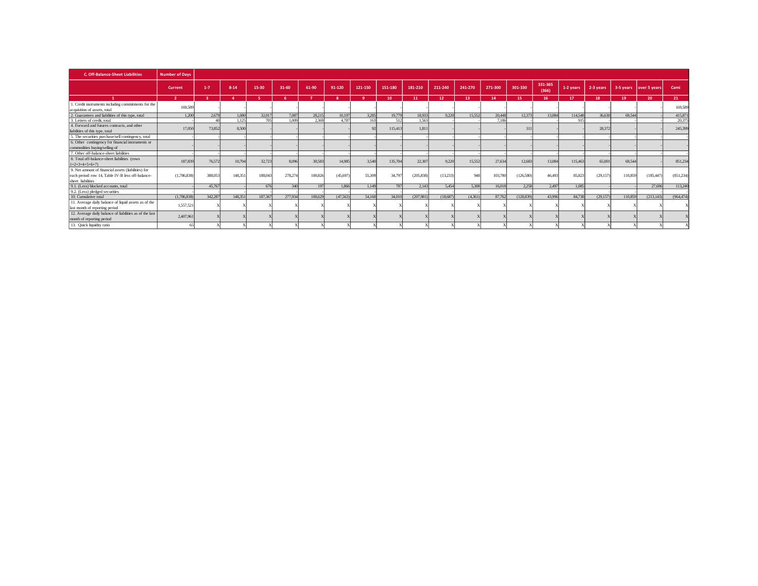| C. Off-Balance-Sheet Liabilities | Number of Days | | | | | | | | | | | | | | | | | | | |
|---|---|---|---|---|---|---|---|---|---|---|---|---|---|---|---|---|---|---|---|---|
| | Current | 1-7 | 8-14 | 15-30 | 31-60 | 61-90 | 91-120 | 121-150 | 151-180 | 181-210 | 211-240 | 241-270 | 271-300 | 301-330 | 331-365 (366) | 1-2 years | 2-3 years | 3-5 years | over 5 years | Cami |
| 1 | 2 | 3 | 4 | 5 | 6 | 7 | 8 | 9 | 10 | 11 | 12 | 13 | 14 | 15 | 16 | 17 | 18 | 19 | 20 | 21 |
| 1. Credit instruments including commitments for the acquisition of assets, total | 169,589 | - | | | | | | | | | | | | | | | | | | 169,589 |
| 2. Guarantees and liabilities of this type, total | 1,200 | 2,679 | 1,080 | 32,017 | 7,087 | 28,215 | 10,197 | 3,285 | 19,779 | 18,933 | 9,220 | 15,552 | 20,448 | 12,373 | 13,084 | 114,548 | 36,630 | 69,544 | - | 415,871 |
| 3. Letters of credit, total | - | 40 | 1,125 | 705 | 1,009 | 2,369 | 4,787 | 163 | 512 | 1,563 | - | - | 7,186 | - | - | 915 | - | - | - | 20,373 |
| 4. Forward and futures contracts, and other liabilities of this type, total | 17,050 | 73,852 | 8,500 | - | - | - | - | 92 | 115,413 | 1,811 | | | - | 311 | | | 28,372 | - | - | 245,399 |
| 5. The securities purchase/sell contingency, total | - | - | - | - | - | - | - | - | - | - | - | - | - | - | - | - | - | - | - | - |
| 6. Other contingency for financial instruments or commodities buying/selling of | - | - | - | - | - | - | - | - | - | - | - | - | - | - | - | - | - | - | - | - |
| 7. Other off-balance-sheet liabilities | - | - | - | - | - | - | - | - | - | - | - | - | - | - | - | - | - | - | - | - |
| 8. Total off-balance-sheet liabilities (rows 1+2+3+4+5+6+7) | 187,839 | 76,572 | 10,704 | 32,723 | 8,096 | 30,583 | 14,985 | 3,540 | 135,704 | 22,307 | 9,220 | 15,552 | 27,634 | 12,683 | 13,084 | 115,463 | 65,001 | 69,544 | - | 851,234 |
| 9. Net amount of financial assets (liabilities) for each period: row 14, Table IV-B less off-balance-sheet liabilities | (1,786,838) | 388,053 | 148,351 | 188,043 | 278,274 | 100,826 | (45,697) | 55,309 | 34,797 | (205,838) | (13,233) | 948 | 103,780 | (126,580) | 46,493 | 85,823 | (29,157) | 110,859 | (185,447) | (851,234) |
| 9.1. (Less) blocked accounts, total | - | 45,767 | - | 676 | 340 | 197 | 1,866 | 1,149 | 787 | 2,143 | 5,454 | 5,308 | 16,018 | 2,258 | 2,497 | 1,085 | - | - | 27,696 | 113,240 |
| 9.2. (Less) pledged securities | - | - | - | - | - | - | - | - | - | - | - | - | - | - | - | - | - | - | - | - |
| 10. Cumulative total | (1,786,838) | 342,287 | 148,351 | 187,367 | 277,934 | 100,629 | (47,563) | 54,160 | 34,010 | (207,981) | (18,687) | (4,361) | 87,762 | (128,839) | 43,996 | 84,738 | (29,157) | 110,859 | (213,143) | (964,474) |
| 11. Average daily balance of liquid assets as of the last month of reporting period | 1,557,521 | X | X | X | X | X | X | X | X | X | X | X | X | X | X | X | X | X | X | X |
| 12. Average daily balance of liabilities as of the last month of reporting period | 2,407,961 | X | X | X | X | X | X | X | X | X | X | X | X | X | X | X | X | X | X | X |
| 13. Quick liquidity ratio | 65 | X | X | X | X | X | X | X | X | X | X | X | X | X | X | X | X | X | X | X |